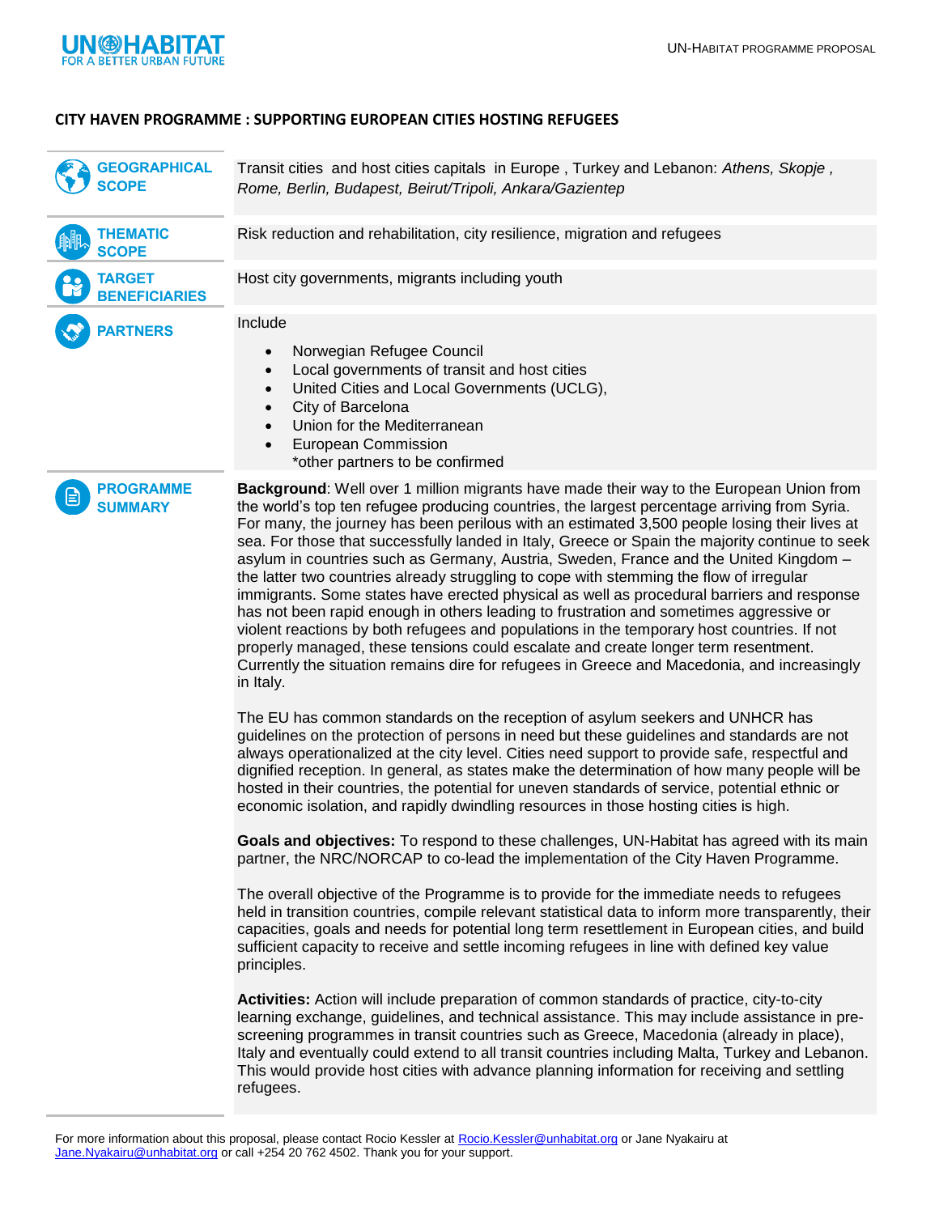# CITY HAVEN PROGRAMME : SUPPORTING EUROPEAN CITIES HOSTING REFUGEES

**GEOGRAPHICAL SCOPE**

Transit cities and host cities capitals in Europe , Turkey and Lebanon: *Athens, Skopje , Rome, Berlin, Budapest, Beirut/Tripoli, Ankara/Gazientep*

**THEMATIC SCOPE**

Risk reduction and rehabilitation, city resilience, migration and refugees

**TARGET BENEFICIARIES**

Host city governments, migrants including youth

**PARTNERS**

Include

- Norwegian Refugee Council
- Local governments of transit and host cities
- United Cities and Local Governments (UCLG),
- City of Barcelona
- Union for the Mediterranean
- European Commission

*other partners to be confirmed

**PROGRAMME SUMMARY**

**Background**: Well over 1 million migrants have made their way to the European Union from the world's top ten refugee producing countries, the largest percentage arriving from Syria. For many, the journey has been perilous with an estimated 3,500 people losing their lives at sea. For those that successfully landed in Italy, Greece or Spain the majority continue to seek asylum in countries such as Germany, Austria, Sweden, France and the United Kingdom – the latter two countries already struggling to cope with stemming the flow of irregular immigrants. Some states have erected physical as well as procedural barriers and response has not been rapid enough in others leading to frustration and sometimes aggressive or violent reactions by both refugees and populations in the temporary host countries. If not properly managed, these tensions could escalate and create longer term resentment. Currently the situation remains dire for refugees in Greece and Macedonia, and increasingly in Italy.

The EU has common standards on the reception of asylum seekers and UNHCR has guidelines on the protection of persons in need but these guidelines and standards are not always operationalized at the city level. Cities need support to provide safe, respectful and dignified reception. In general, as states make the determination of how many people will be hosted in their countries, the potential for uneven standards of service, potential ethnic or economic isolation, and rapidly dwindling resources in those hosting cities is high.

**Goals and objectives:** To respond to these challenges, UN-Habitat has agreed with its main partner, the NRC/NORCAP to co-lead the implementation of the City Haven Programme.

The overall objective of the Programme is to provide for the immediate needs to refugees held in transition countries, compile relevant statistical data to inform more transparently, their capacities, goals and needs for potential long term resettlement in European cities, and build sufficient capacity to receive and settle incoming refugees in line with defined key value principles.

**Activities:** Action will include preparation of common standards of practice, city-to-city learning exchange, guidelines, and technical assistance. This may include assistance in pre-screening programmes in transit countries such as Greece, Macedonia (already in place), Italy and eventually could extend to all transit countries including Malta, Turkey and Lebanon. This would provide host cities with advance planning information for receiving and settling refugees.

For more information about this proposal, please contact Rocio Kessler at Rocio.Kessler@unhabitat.org or Jane Nyakairu at Jane.Nyakairu@unhabitat.org or call +254 20 762 4502. Thank you for your support.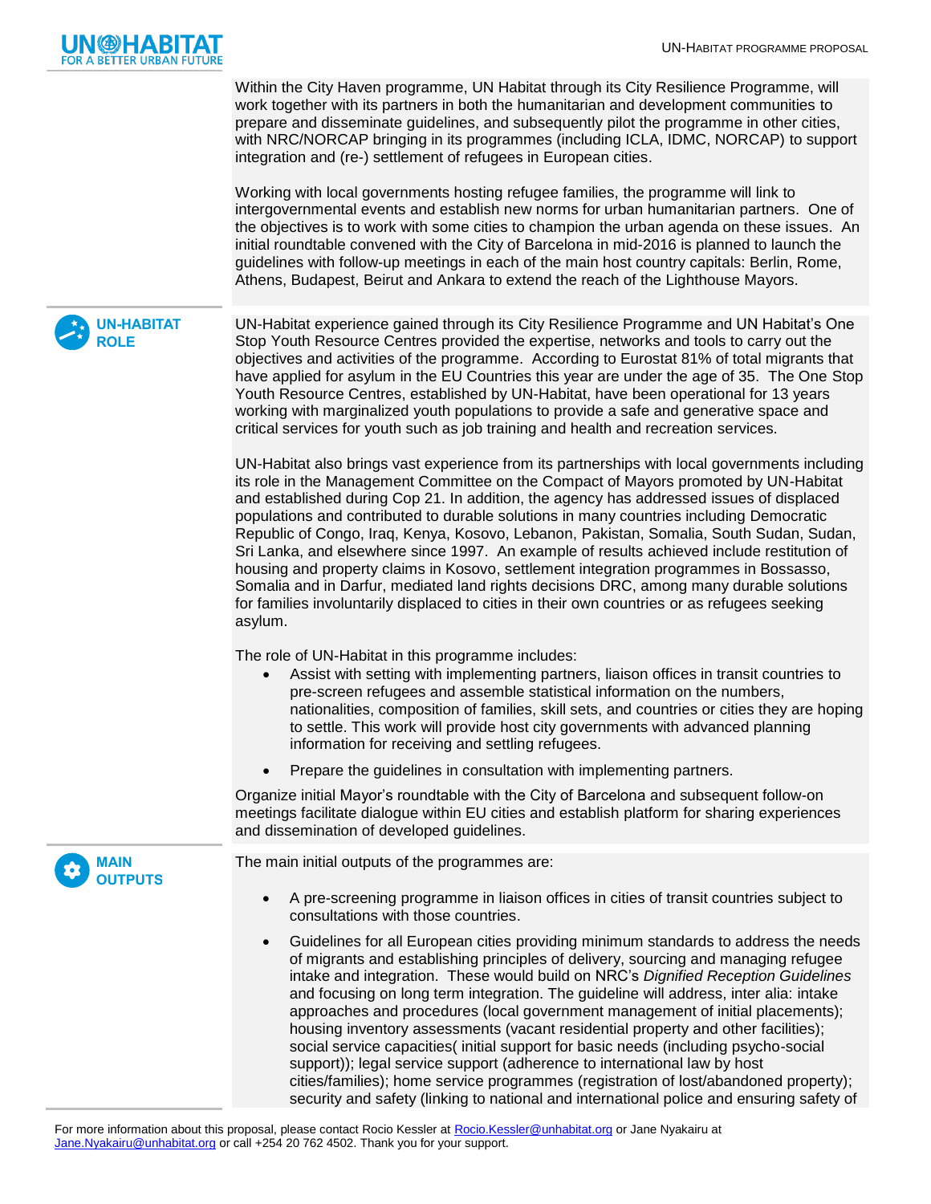Within the City Haven programme, UN Habitat through its City Resilience Programme, will work together with its partners in both the humanitarian and development communities to prepare and disseminate guidelines, and subsequently pilot the programme in other cities, with NRC/NORCAP bringing in its programmes (including ICLA, IDMC, NORCAP) to support integration and (re-) settlement of refugees in European cities.

Working with local governments hosting refugee families, the programme will link to intergovernmental events and establish new norms for urban humanitarian partners. One of the objectives is to work with some cities to champion the urban agenda on these issues. An initial roundtable convened with the City of Barcelona in mid-2016 is planned to launch the guidelines with follow-up meetings in each of the main host country capitals: Berlin, Rome, Athens, Budapest, Beirut and Ankara to extend the reach of the Lighthouse Mayors.

## UN-HABITAT ROLE

UN-Habitat experience gained through its City Resilience Programme and UN Habitat's One Stop Youth Resource Centres provided the expertise, networks and tools to carry out the objectives and activities of the programme. According to Eurostat 81% of total migrants that have applied for asylum in the EU Countries this year are under the age of 35. The One Stop Youth Resource Centres, established by UN-Habitat, have been operational for 13 years working with marginalized youth populations to provide a safe and generative space and critical services for youth such as job training and health and recreation services.

UN-Habitat also brings vast experience from its partnerships with local governments including its role in the Management Committee on the Compact of Mayors promoted by UN-Habitat and established during Cop 21. In addition, the agency has addressed issues of displaced populations and contributed to durable solutions in many countries including Democratic Republic of Congo, Iraq, Kenya, Kosovo, Lebanon, Pakistan, Somalia, South Sudan, Sudan, Sri Lanka, and elsewhere since 1997. An example of results achieved include restitution of housing and property claims in Kosovo, settlement integration programmes in Bossasso, Somalia and in Darfur, mediated land rights decisions DRC, among many durable solutions for families involuntarily displaced to cities in their own countries or as refugees seeking asylum.

The role of UN-Habitat in this programme includes:

- Assist with setting with implementing partners, liaison offices in transit countries to pre-screen refugees and assemble statistical information on the numbers, nationalities, composition of families, skill sets, and countries or cities they are hoping to settle. This work will provide host city governments with advanced planning information for receiving and settling refugees.
- Prepare the guidelines in consultation with implementing partners.

Organize initial Mayor's roundtable with the City of Barcelona and subsequent follow-on meetings facilitate dialogue within EU cities and establish platform for sharing experiences and dissemination of developed guidelines.

## MAIN OUTPUTS

The main initial outputs of the programmes are:

- A pre-screening programme in liaison offices in cities of transit countries subject to consultations with those countries.
- Guidelines for all European cities providing minimum standards to address the needs of migrants and establishing principles of delivery, sourcing and managing refugee intake and integration. These would build on NRC's *Dignified Reception Guidelines* and focusing on long term integration. The guideline will address, inter alia: intake approaches and procedures (local government management of initial placements); housing inventory assessments (vacant residential property and other facilities); social service capacities( initial support for basic needs (including psycho-social support)); legal service support (adherence to international law by host cities/families); home service programmes (registration of lost/abandoned property); security and safety (linking to national and international police and ensuring safety of

For more information about this proposal, please contact Rocio Kessler at Rocio.Kessler@unhabitat.org or Jane Nyakairu at Jane.Nyakairu@unhabitat.org or call +254 20 762 4502. Thank you for your support.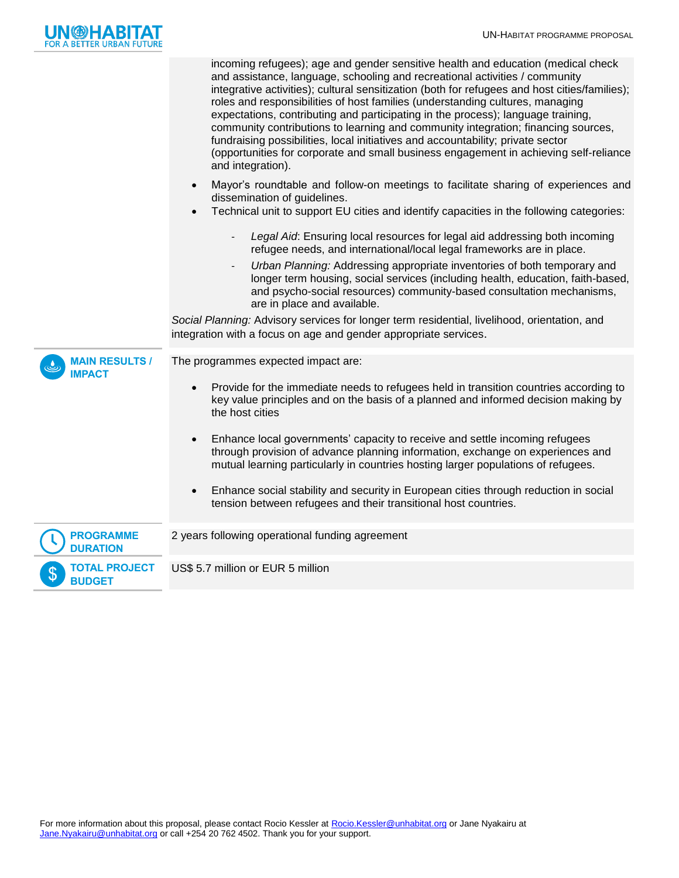incoming refugees); age and gender sensitive health and education (medical check and assistance, language, schooling and recreational activities / community integrative activities); cultural sensitization (both for refugees and host cities/families); roles and responsibilities of host families (understanding cultures, managing expectations, contributing and participating in the process); language training, community contributions to learning and community integration; financing sources, fundraising possibilities, local initiatives and accountability; private sector (opportunities for corporate and small business engagement in achieving self-reliance and integration).

- Mayor's roundtable and follow-on meetings to facilitate sharing of experiences and dissemination of guidelines.
- Technical unit to support EU cities and identify capacities in the following categories:
  - *Legal Aid*: Ensuring local resources for legal aid addressing both incoming refugee needs, and international/local legal frameworks are in place.
  - *Urban Planning:* Addressing appropriate inventories of both temporary and longer term housing, social services (including health, education, faith-based, and psycho-social resources) community-based consultation mechanisms, are in place and available.

*Social Planning:* Advisory services for longer term residential, livelihood, orientation, and integration with a focus on age and gender appropriate services.

## MAIN RESULTS / IMPACT

The programmes expected impact are:

- Provide for the immediate needs to refugees held in transition countries according to key value principles and on the basis of a planned and informed decision making by the host cities
- Enhance local governments' capacity to receive and settle incoming refugees through provision of advance planning information, exchange on experiences and mutual learning particularly in countries hosting larger populations of refugees.
- Enhance social stability and security in European cities through reduction in social tension between refugees and their transitional host countries.

## PROGRAMME DURATION

2 years following operational funding agreement

## TOTAL PROJECT BUDGET

US$ 5.7 million or EUR 5 million

For more information about this proposal, please contact Rocio Kessler at Rocio.Kessler@unhabitat.org or Jane Nyakairu at Jane.Nyakairu@unhabitat.org or call +254 20 762 4502. Thank you for your support.